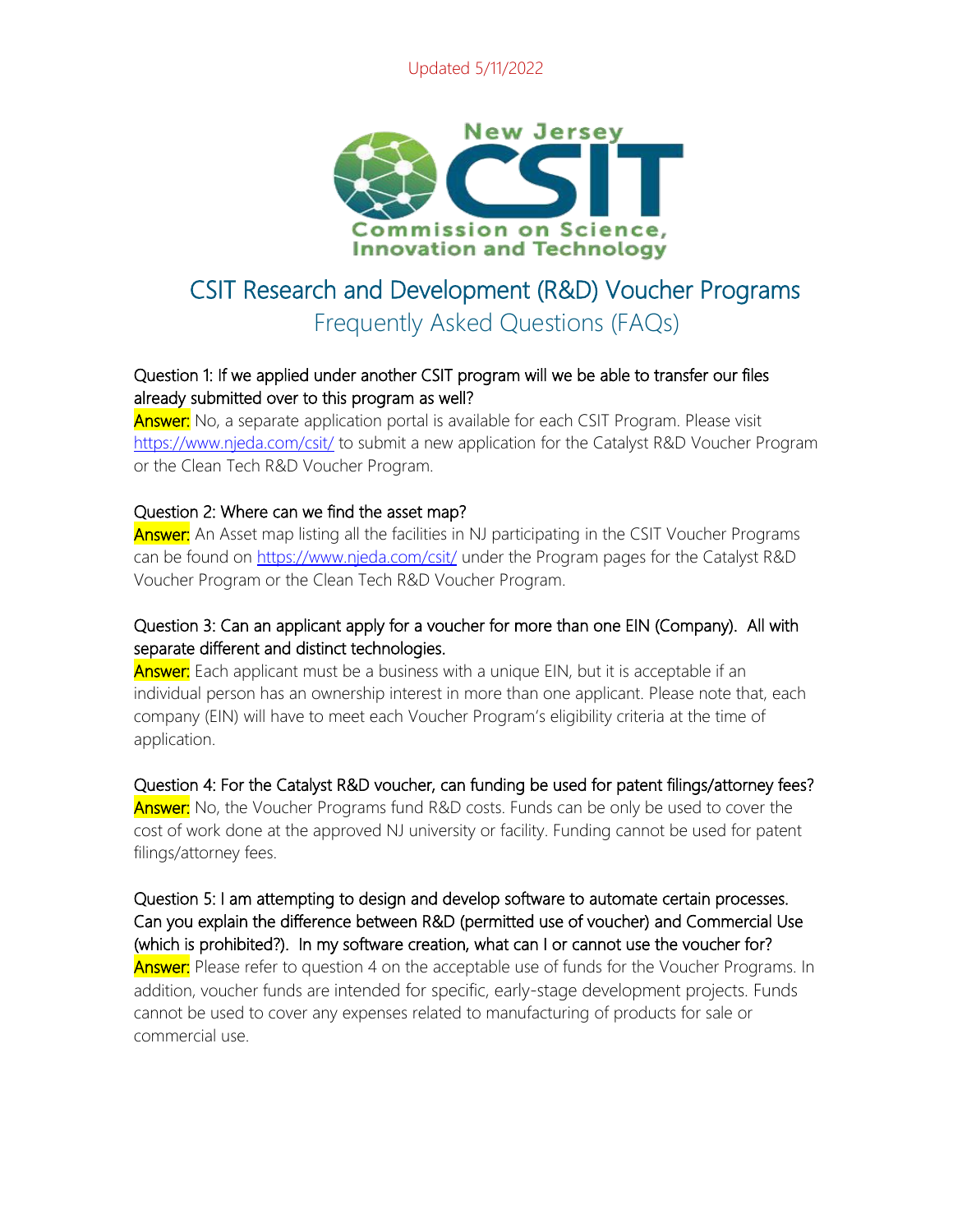Updated 5/11/2022

# CSIT Research and Development (R&D) Voucher Programs

## Frequently Asked Questions (FAQs)

Question 1: If we applied under another CSIT program will we be able to transfer our files already submitted over to this program as well?

**Answer:** No, a separate application portal is available for each CSIT Program. Please visit https://www.njeda.com/csit/ to submit a new application for the Catalyst R&D Voucher Program or the Clean Tech R&D Voucher Program.

Question 2: Where can we find the asset map?

**Answer:** An Asset map listing all the facilities in NJ participating in the CSIT Voucher Programs can be found on https://www.njeda.com/csit/ under the Program pages for the Catalyst R&D Voucher Program or the Clean Tech R&D Voucher Program.

Question 3: Can an applicant apply for a voucher for more than one EIN (Company). All with separate different and distinct technologies.

**Answer:** Each applicant must be a business with a unique EIN, but it is acceptable if an individual person has an ownership interest in more than one applicant. Please note that, each company (EIN) will have to meet each Voucher Program's eligibility criteria at the time of application.

Question 4: For the Catalyst R&D voucher, can funding be used for patent filings/attorney fees?

**Answer:** No, the Voucher Programs fund R&D costs. Funds can be only be used to cover the cost of work done at the approved NJ university or facility. Funding cannot be used for patent filings/attorney fees.

Question 5: I am attempting to design and develop software to automate certain processes. Can you explain the difference between R&D (permitted use of voucher) and Commercial Use (which is prohibited?). In my software creation, what can I or cannot use the voucher for?

**Answer:** Please refer to question 4 on the acceptable use of funds for the Voucher Programs. In addition, voucher funds are intended for specific, early-stage development projects. Funds cannot be used to cover any expenses related to manufacturing of products for sale or commercial use.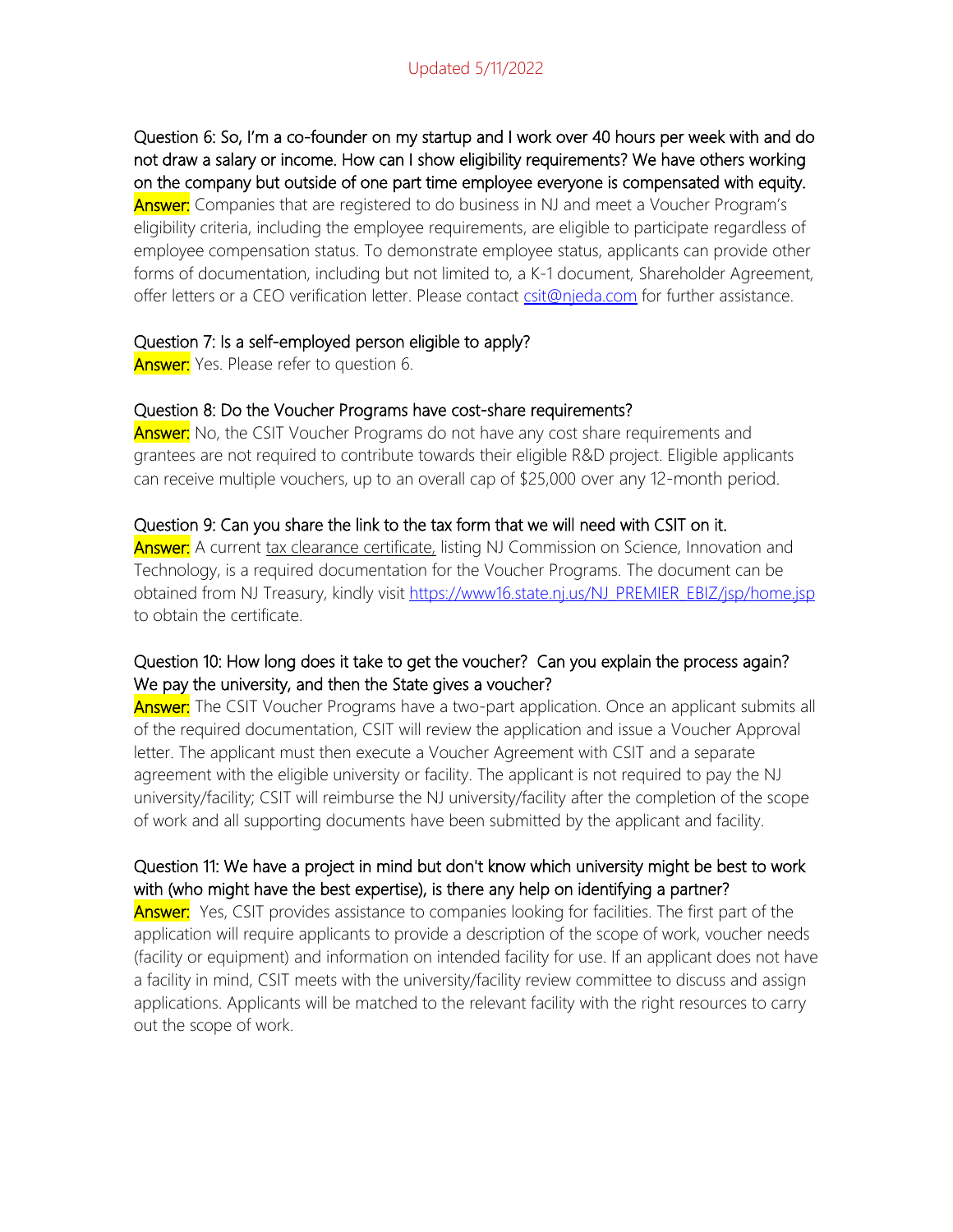Updated 5/11/2022

Question 6: So, I'm a co-founder on my startup and I work over 40 hours per week with and do not draw a salary or income. How can I show eligibility requirements? We have others working on the company but outside of one part time employee everyone is compensated with equity.

**Answer:** Companies that are registered to do business in NJ and meet a Voucher Program's eligibility criteria, including the employee requirements, are eligible to participate regardless of employee compensation status. To demonstrate employee status, applicants can provide other forms of documentation, including but not limited to, a K-1 document, Shareholder Agreement, offer letters or a CEO verification letter. Please contact [csit@njeda.com](mailto:csit@njeda.com) for further assistance.

Question 7: Is a self-employed person eligible to apply?

**Answer:** Yes. Please refer to question 6.

Question 8: Do the Voucher Programs have cost-share requirements?

**Answer:** No, the CSIT Voucher Programs do not have any cost share requirements and grantees are not required to contribute towards their eligible R&D project. Eligible applicants can receive multiple vouchers, up to an overall cap of $25,000 over any 12-month period.

Question 9: Can you share the link to the tax form that we will need with CSIT on it.

**Answer:** A current tax clearance certificate, listing NJ Commission on Science, Innovation and Technology, is a required documentation for the Voucher Programs. The document can be obtained from NJ Treasury, kindly visit [https://www16.state.nj.us/NJ_PREMIER_EBIZ/jsp/home.jsp](https://www16.state.nj.us/NJ_PREMIER_EBIZ/jsp/home.jsp) to obtain the certificate.

Question 10: How long does it take to get the voucher? Can you explain the process again? We pay the university, and then the State gives a voucher?

**Answer:** The CSIT Voucher Programs have a two-part application. Once an applicant submits all of the required documentation, CSIT will review the application and issue a Voucher Approval letter. The applicant must then execute a Voucher Agreement with CSIT and a separate agreement with the eligible university or facility. The applicant is not required to pay the NJ university/facility; CSIT will reimburse the NJ university/facility after the completion of the scope of work and all supporting documents have been submitted by the applicant and facility.

Question 11: We have a project in mind but don't know which university might be best to work with (who might have the best expertise), is there any help on identifying a partner?

**Answer:** Yes, CSIT provides assistance to companies looking for facilities. The first part of the application will require applicants to provide a description of the scope of work, voucher needs (facility or equipment) and information on intended facility for use. If an applicant does not have a facility in mind, CSIT meets with the university/facility review committee to discuss and assign applications. Applicants will be matched to the relevant facility with the right resources to carry out the scope of work.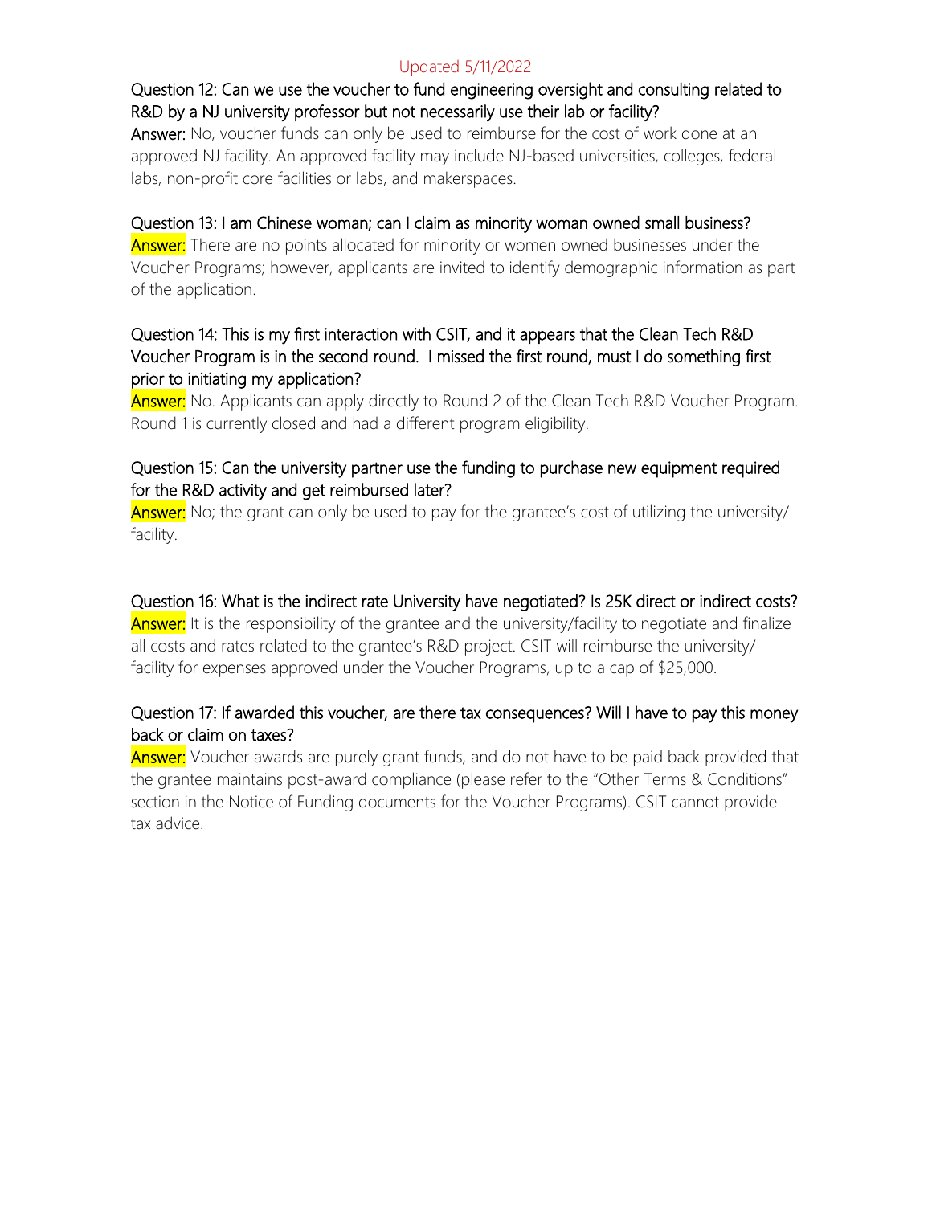Updated 5/11/2022

Question 12: Can we use the voucher to fund engineering oversight and consulting related to R&D by a NJ university professor but not necessarily use their lab or facility?

**Answer:** No, voucher funds can only be used to reimburse for the cost of work done at an approved NJ facility. An approved facility may include NJ-based universities, colleges, federal labs, non-profit core facilities or labs, and makerspaces.

Question 13: I am Chinese woman; can I claim as minority woman owned small business?

**Answer:** There are no points allocated for minority or women owned businesses under the Voucher Programs; however, applicants are invited to identify demographic information as part of the application.

Question 14: This is my first interaction with CSIT, and it appears that the Clean Tech R&D Voucher Program is in the second round. I missed the first round, must I do something first prior to initiating my application?

**Answer:** No. Applicants can apply directly to Round 2 of the Clean Tech R&D Voucher Program. Round 1 is currently closed and had a different program eligibility.

Question 15: Can the university partner use the funding to purchase new equipment required for the R&D activity and get reimbursed later?

**Answer:** No; the grant can only be used to pay for the grantee's cost of utilizing the university/ facility.

Question 16: What is the indirect rate University have negotiated? Is 25K direct or indirect costs?

**Answer:** It is the responsibility of the grantee and the university/facility to negotiate and finalize all costs and rates related to the grantee's R&D project. CSIT will reimburse the university/ facility for expenses approved under the Voucher Programs, up to a cap of $25,000.

Question 17: If awarded this voucher, are there tax consequences? Will I have to pay this money back or claim on taxes?

**Answer:** Voucher awards are purely grant funds, and do not have to be paid back provided that the grantee maintains post-award compliance (please refer to the "Other Terms & Conditions" section in the Notice of Funding documents for the Voucher Programs). CSIT cannot provide tax advice.